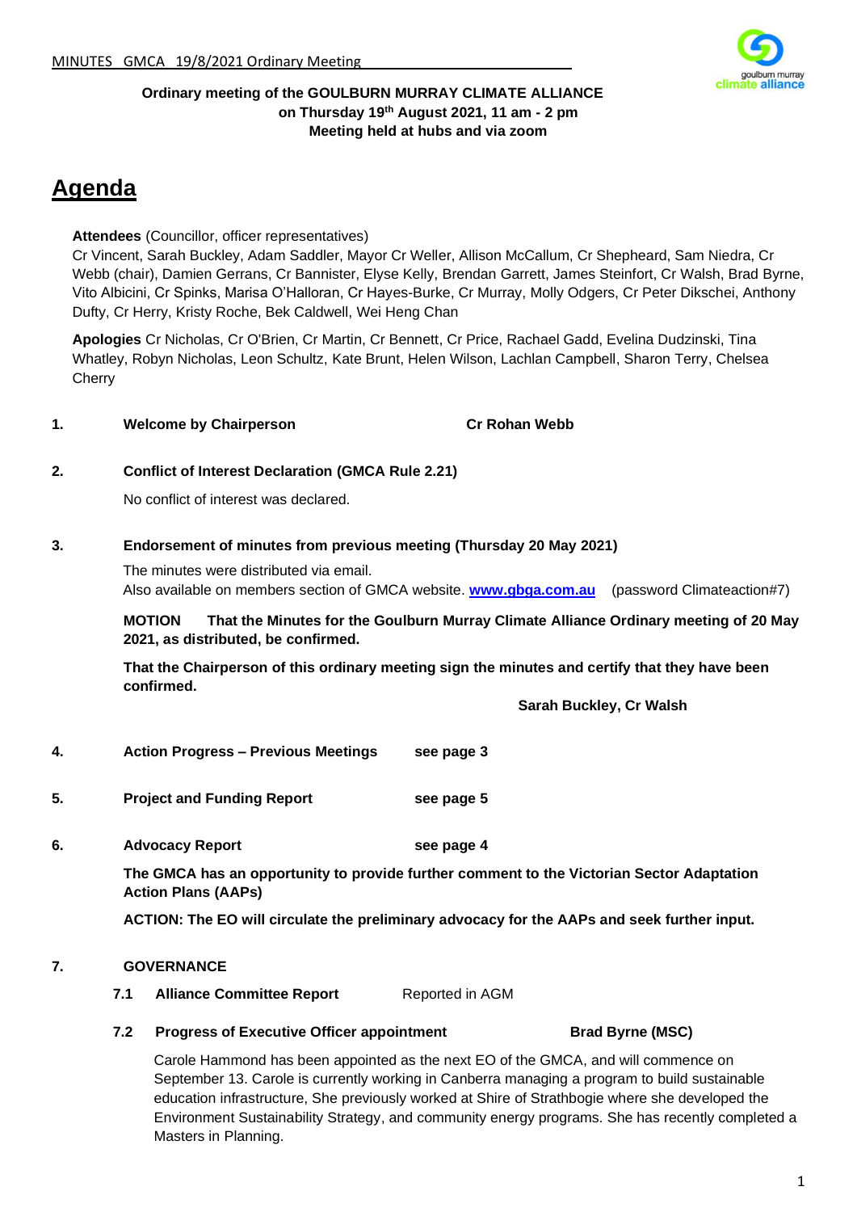**Ordinary meeting of the GOULBURN MURRAY CLIMATE ALLIANCE on Thursday 19th August 2021, 11 am - 2 pm**
**Meeting held at hubs and via zoom**

# Agenda

**Attendees** (Councillor, officer representatives)
Cr Vincent, Sarah Buckley, Adam Saddler, Mayor Cr Weller, Allison McCallum, Cr Shepheard, Sam Niedra, Cr Webb (chair), Damien Gerrans, Cr Bannister, Elyse Kelly, Brendan Garrett, James Steinfort, Cr Walsh, Brad Byrne, Vito Albicini, Cr Spinks, Marisa O'Halloran, Cr Hayes-Burke, Cr Murray, Molly Odgers, Cr Peter Dikschei, Anthony Dufty, Cr Herry, Kristy Roche, Bek Caldwell, Wei Heng Chan

**Apologies** Cr Nicholas, Cr O'Brien, Cr Martin, Cr Bennett, Cr Price, Rachael Gadd, Evelina Dudzinski, Tina Whatley, Robyn Nicholas, Leon Schultz, Kate Brunt, Helen Wilson, Lachlan Campbell, Sharon Terry, Chelsea Cherry

**1. Welcome by Chairperson** **Cr Rohan Webb**

**2. Conflict of Interest Declaration (GMCA Rule 2.21)**

No conflict of interest was declared.

**3. Endorsement of minutes from previous meeting (Thursday 20 May 2021)**

The minutes were distributed via email.
Also available on members section of GMCA website. **www.gbga.com.au** (password Climateaction#7)

**MOTION That the Minutes for the Goulburn Murray Climate Alliance Ordinary meeting of 20 May 2021, as distributed, be confirmed.**

**That the Chairperson of this ordinary meeting sign the minutes and certify that they have been confirmed.**

**Sarah Buckley, Cr Walsh**

**4. Action Progress – Previous Meetings** **see page 3**

**5. Project and Funding Report** **see page 5**

**6. Advocacy Report** **see page 4**

**The GMCA has an opportunity to provide further comment to the Victorian Sector Adaptation Action Plans (AAPs)**

**ACTION: The EO will circulate the preliminary advocacy for the AAPs and seek further input.**

**7. GOVERNANCE**

**7.1 Alliance Committee Report** Reported in AGM

**7.2 Progress of Executive Officer appointment** **Brad Byrne (MSC)**

Carole Hammond has been appointed as the next EO of the GMCA, and will commence on September 13. Carole is currently working in Canberra managing a program to build sustainable education infrastructure, She previously worked at Shire of Strathbogie where she developed the Environment Sustainability Strategy, and community energy programs. She has recently completed a Masters in Planning.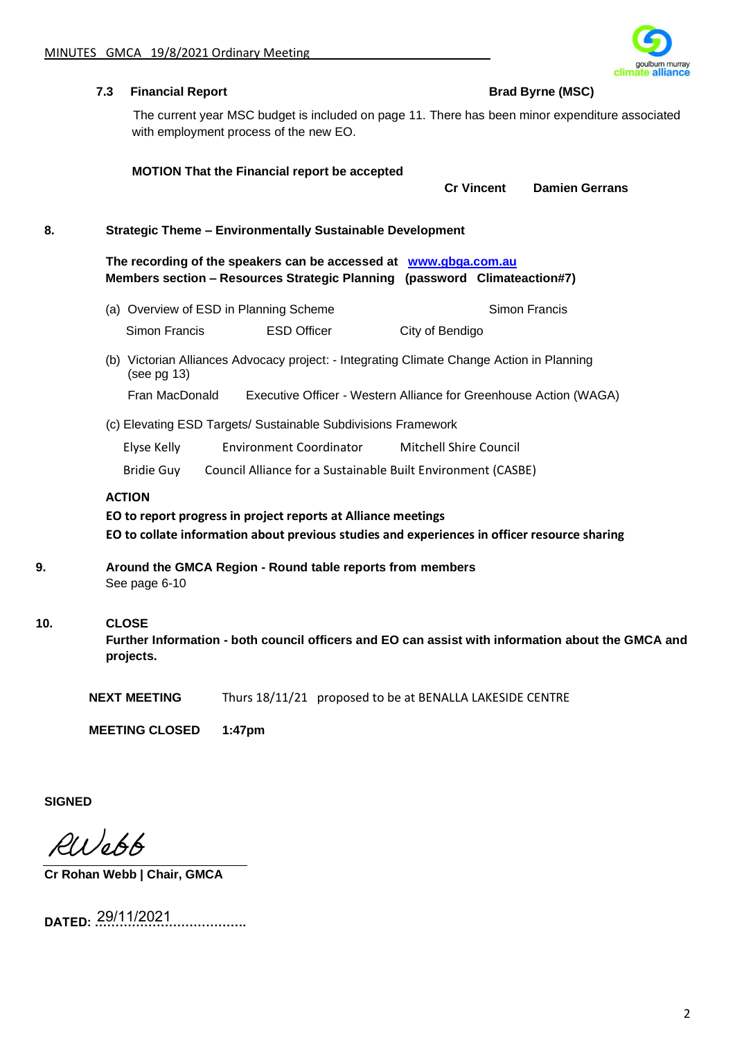### 7.3 Financial Report

**Brad Byrne (MSC)**

The current year MSC budget is included on page 11. There has been minor expenditure associated with employment process of the new EO.

**MOTION That the Financial report be accepted**

**Cr Vincent** **Damien Gerrans**

## 8. Strategic Theme – Environmentally Sustainable Development

**The recording of the speakers can be accessed at [www.gbga.com.au](www.gbga.com.au)**
**Members section – Resources Strategic Planning (password Climateaction#7)**

(a) Overview of ESD in Planning Scheme — Simon Francis

Simon Francis — ESD Officer — City of Bendigo

(b) Victorian Alliances Advocacy project: - Integrating Climate Change Action in Planning (see pg 13)

Fran MacDonald — Executive Officer - Western Alliance for Greenhouse Action (WAGA)

(c) Elevating ESD Targets/ Sustainable Subdivisions Framework

Elyse Kelly — Environment Coordinator — Mitchell Shire Council

Bridie Guy — Council Alliance for a Sustainable Built Environment (CASBE)

**ACTION**

**EO to report progress in project reports at Alliance meetings**

**EO to collate information about previous studies and experiences in officer resource sharing**

## 9. Around the GMCA Region - Round table reports from members

See page 6-10

## 10. CLOSE

**Further Information - both council officers and EO can assist with information about the GMCA and projects.**

**NEXT MEETING** Thurs 18/11/21 proposed to be at BENALLA LAKESIDE CENTRE

**MEETING CLOSED** **1:47pm**

**SIGNED**

RWebb

**Cr Rohan Webb | Chair, GMCA**

**DATED:** 29/11/2021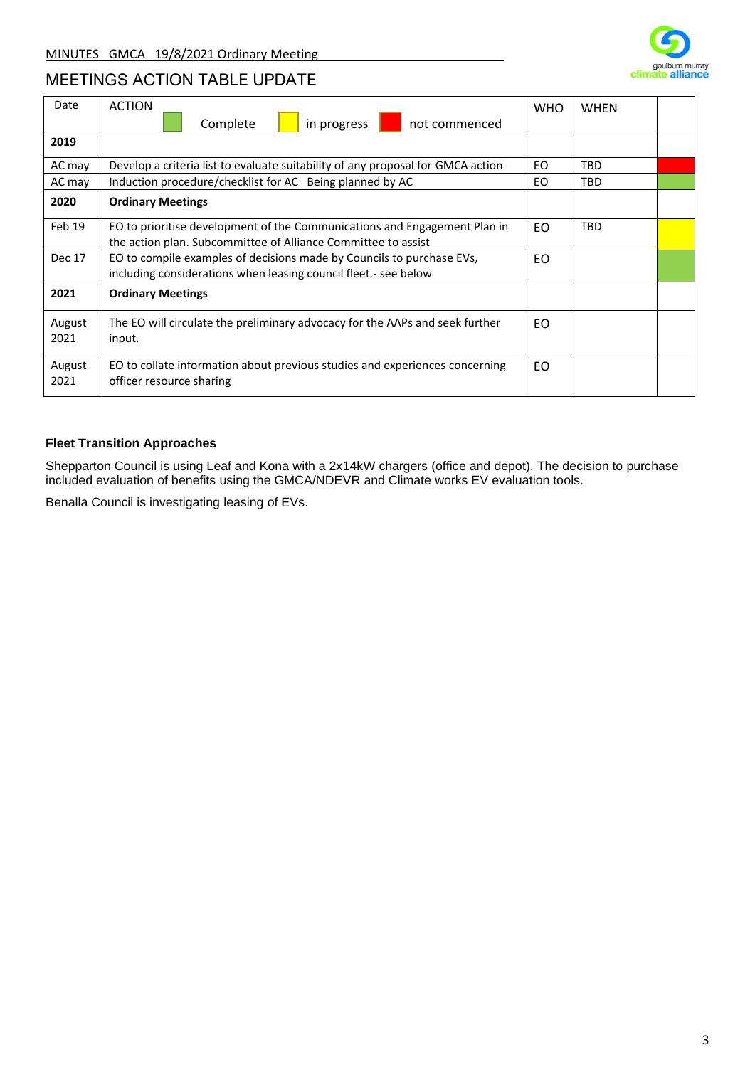MINUTES GMCA 19/8/2021 Ordinary Meeting

## MEETINGS ACTION TABLE UPDATE

| Date | ACTION (Complete / in progress / not commenced) | WHO | WHEN | Status |
|---|---|---|---|---|
| **2019** | | | | |
| AC may | Develop a criteria list to evaluate suitability of any proposal for GMCA action | EO | TBD | not commenced |
| AC may | Induction procedure/checklist for AC Being planned by AC | EO | TBD | Complete |
| **2020** | **Ordinary Meetings** | | | |
| Feb 19 | EO to prioritise development of the Communications and Engagement Plan in the action plan. Subcommittee of Alliance Committee to assist | EO | TBD | in progress |
| Dec 17 | EO to compile examples of decisions made by Councils to purchase EVs, including considerations when leasing council fleet.- see below | EO | | Complete |
| **2021** | **Ordinary Meetings** | | | |
| August 2021 | The EO will circulate the preliminary advocacy for the AAPs and seek further input. | EO | | |
| August 2021 | EO to collate information about previous studies and experiences concerning officer resource sharing | EO | | |

### Fleet Transition Approaches

Shepparton Council is using Leaf and Kona with a 2x14kW chargers (office and depot). The decision to purchase included evaluation of benefits using the GMCA/NDEVR and Climate works EV evaluation tools.

Benalla Council is investigating leasing of EVs.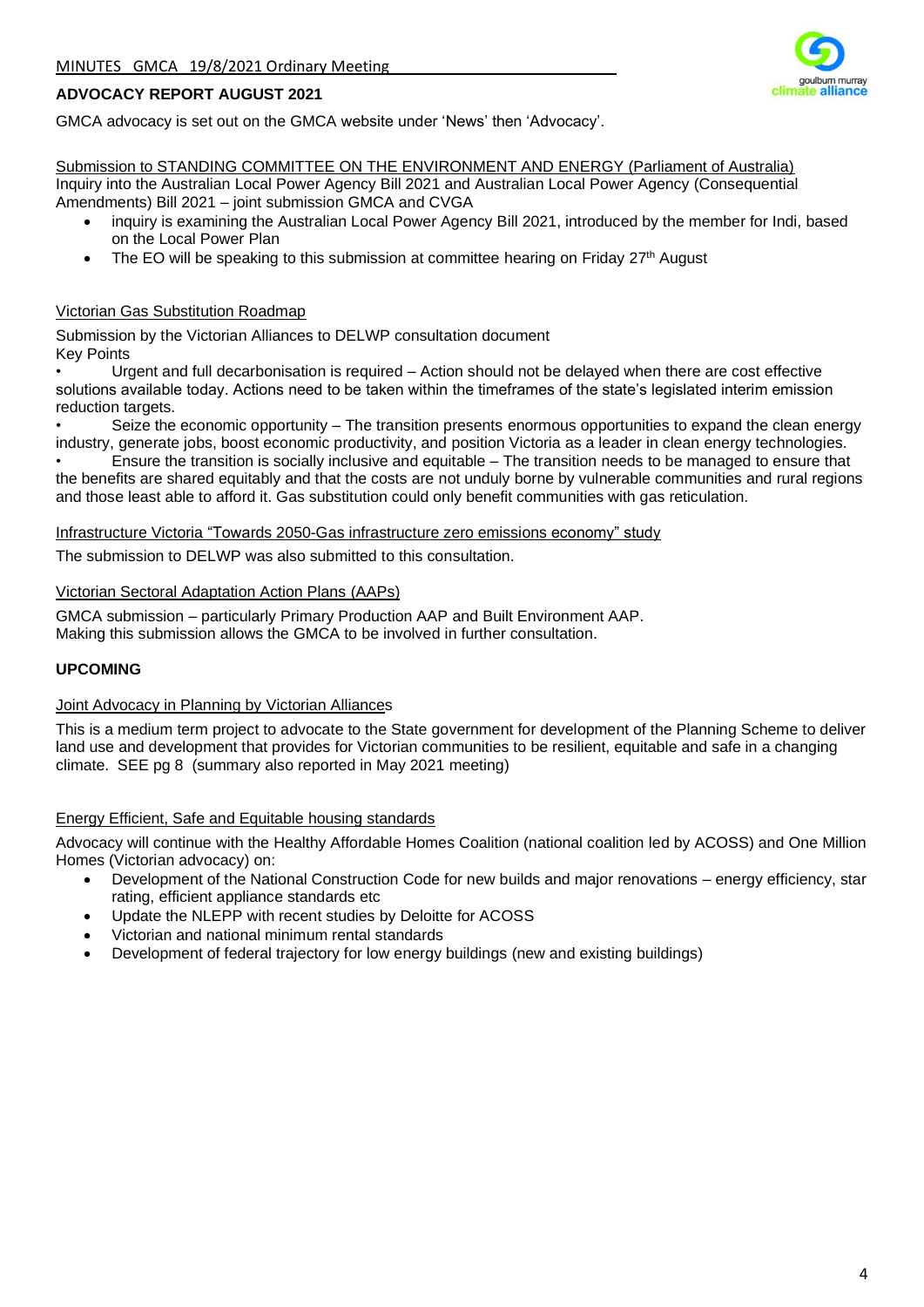## ADVOCACY REPORT AUGUST 2021

GMCA advocacy is set out on the GMCA website under 'News' then 'Advocacy'.

Submission to STANDING COMMITTEE ON THE ENVIRONMENT AND ENERGY (Parliament of Australia)
Inquiry into the Australian Local Power Agency Bill 2021 and Australian Local Power Agency (Consequential Amendments) Bill 2021 – joint submission GMCA and CVGA

- inquiry is examining the Australian Local Power Agency Bill 2021, introduced by the member for Indi, based on the Local Power Plan
- The EO will be speaking to this submission at committee hearing on Friday 27th August

Victorian Gas Substitution Roadmap

Submission by the Victorian Alliances to DELWP consultation document
Key Points

- Urgent and full decarbonisation is required – Action should not be delayed when there are cost effective solutions available today. Actions need to be taken within the timeframes of the state's legislated interim emission reduction targets.
- Seize the economic opportunity – The transition presents enormous opportunities to expand the clean energy industry, generate jobs, boost economic productivity, and position Victoria as a leader in clean energy technologies.
- Ensure the transition is socially inclusive and equitable – The transition needs to be managed to ensure that the benefits are shared equitably and that the costs are not unduly borne by vulnerable communities and rural regions and those least able to afford it. Gas substitution could only benefit communities with gas reticulation.

Infrastructure Victoria "Towards 2050-Gas infrastructure zero emissions economy" study

The submission to DELWP was also submitted to this consultation.

Victorian Sectoral Adaptation Action Plans (AAPs)

GMCA submission – particularly Primary Production AAP and Built Environment AAP.
Making this submission allows the GMCA to be involved in further consultation.

## UPCOMING

Joint Advocacy in Planning by Victorian Alliances

This is a medium term project to advocate to the State government for development of the Planning Scheme to deliver land use and development that provides for Victorian communities to be resilient, equitable and safe in a changing climate. SEE pg 8 (summary also reported in May 2021 meeting)

Energy Efficient, Safe and Equitable housing standards

Advocacy will continue with the Healthy Affordable Homes Coalition (national coalition led by ACOSS) and One Million Homes (Victorian advocacy) on:

- Development of the National Construction Code for new builds and major renovations – energy efficiency, star rating, efficient appliance standards etc
- Update the NLEPP with recent studies by Deloitte for ACOSS
- Victorian and national minimum rental standards
- Development of federal trajectory for low energy buildings (new and existing buildings)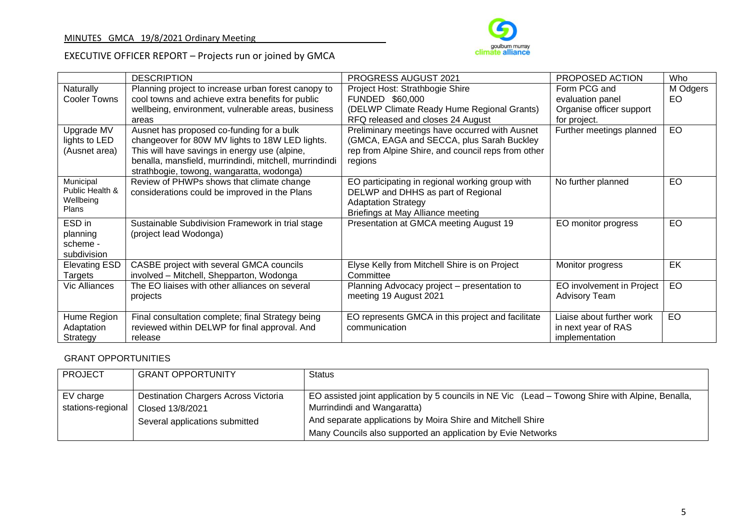MINUTES GMCA 19/8/2021 Ordinary Meeting

EXECUTIVE OFFICER REPORT – Projects run or joined by GMCA

| | DESCRIPTION | PROGRESS AUGUST 2021 | PROPOSED ACTION | Who |
|---|---|---|---|---|
| Naturally Cooler Towns | Planning project to increase urban forest canopy to cool towns and achieve extra benefits for public wellbeing, environment, vulnerable areas, business areas | Project Host: Strathbogie Shire FUNDED $60,000 (DELWP Climate Ready Hume Regional Grants) RFQ released and closes 24 August | Form PCG and evaluation panel Organise officer support for project. | M Odgers EO |
| Upgrade MV lights to LED (Ausnet area) | Ausnet has proposed co-funding for a bulk changeover for 80W MV lights to 18W LED lights. This will have savings in energy use (alpine, benalla, mansfield, murrindindi, mitchell, murrindindi strathbogie, towong, wangaratta, wodonga) | Preliminary meetings have occurred with Ausnet (GMCA, EAGA and SECCA, plus Sarah Buckley rep from Alpine Shire, and council reps from other regions | Further meetings planned | EO |
| Municipal Public Health & Wellbeing Plans | Review of PHWPs shows that climate change considerations could be improved in the Plans | EO participating in regional working group with DELWP and DHHS as part of Regional Adaptation Strategy Briefings at May Alliance meeting | No further planned | EO |
| ESD in planning scheme - subdivision | Sustainable Subdivision Framework in trial stage (project lead Wodonga) | Presentation at GMCA meeting August 19 | EO monitor progress | EO |
| Elevating ESD Targets | CASBE project with several GMCA councils involved – Mitchell, Shepparton, Wodonga | Elyse Kelly from Mitchell Shire is on Project Committee | Monitor progress | EK |
| Vic Alliances | The EO liaises with other alliances on several projects | Planning Advocacy project – presentation to meeting 19 August 2021 | EO involvement in Project Advisory Team | EO |
| Hume Region Adaptation Strategy | Final consultation complete; final Strategy being reviewed within DELWP for final approval. And release | EO represents GMCA in this project and facilitate communication | Liaise about further work in next year of RAS implementation | EO |

GRANT OPPORTUNITIES

| PROJECT | GRANT OPPORTUNITY | Status |
|---|---|---|
| EV charge stations-regional | Destination Chargers Across Victoria Closed 13/8/2021 Several applications submitted | EO assisted joint application by 5 councils in NE Vic (Lead – Towong Shire with Alpine, Benalla, Murrindindi and Wangaratta) And separate applications by Moira Shire and Mitchell Shire Many Councils also supported an application by Evie Networks |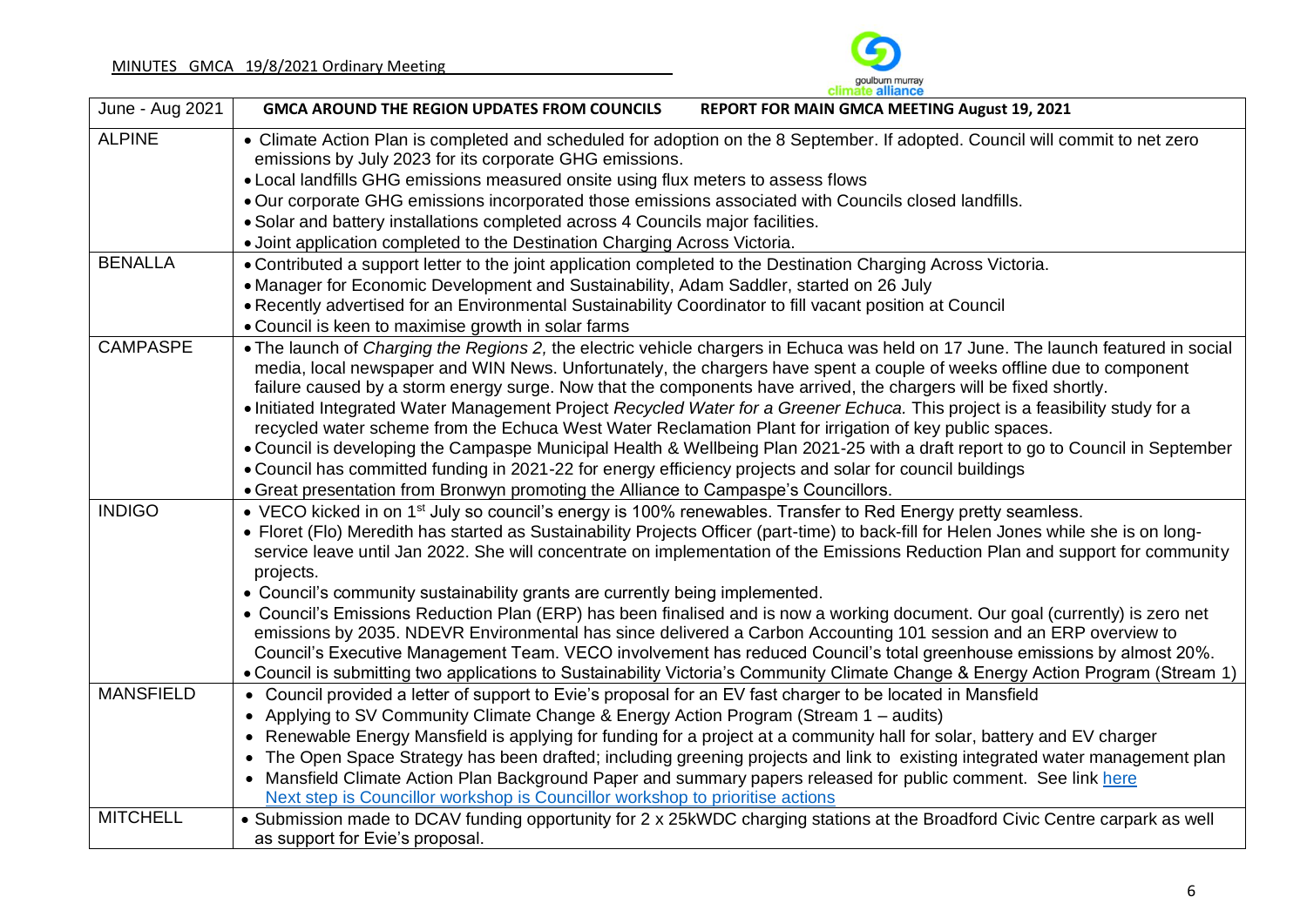| June - Aug 2021 | **GMCA AROUND THE REGION UPDATES FROM COUNCILS** **REPORT FOR MAIN GMCA MEETING August 19, 2021** |
|---|---|
| ALPINE | • Climate Action Plan is completed and scheduled for adoption on the 8 September. If adopted. Council will commit to net zero emissions by July 2023 for its corporate GHG emissions.<br>• Local landfills GHG emissions measured onsite using flux meters to assess flows<br>• Our corporate GHG emissions incorporated those emissions associated with Councils closed landfills.<br>• Solar and battery installations completed across 4 Councils major facilities.<br>• Joint application completed to the Destination Charging Across Victoria. |
| BENALLA | • Contributed a support letter to the joint application completed to the Destination Charging Across Victoria.<br>• Manager for Economic Development and Sustainability, Adam Saddler, started on 26 July<br>• Recently advertised for an Environmental Sustainability Coordinator to fill vacant position at Council<br>• Council is keen to maximise growth in solar farms |
| CAMPASPE | • The launch of *Charging the Regions 2,* the electric vehicle chargers in Echuca was held on 17 June. The launch featured in social media, local newspaper and WIN News. Unfortunately, the chargers have spent a couple of weeks offline due to component failure caused by a storm energy surge. Now that the components have arrived, the chargers will be fixed shortly.<br>• Initiated Integrated Water Management Project *Recycled Water for a Greener Echuca.* This project is a feasibility study for a recycled water scheme from the Echuca West Water Reclamation Plant for irrigation of key public spaces.<br>• Council is developing the Campaspe Municipal Health & Wellbeing Plan 2021-25 with a draft report to go to Council in September<br>• Council has committed funding in 2021-22 for energy efficiency projects and solar for council buildings<br>• Great presentation from Bronwyn promoting the Alliance to Campaspe's Councillors. |
| INDIGO | • VECO kicked in on 1st July so council's energy is 100% renewables. Transfer to Red Energy pretty seamless.<br>• Floret (Flo) Meredith has started as Sustainability Projects Officer (part-time) to back-fill for Helen Jones while she is on long-service leave until Jan 2022. She will concentrate on implementation of the Emissions Reduction Plan and support for community projects.<br>• Council's community sustainability grants are currently being implemented.<br>• Council's Emissions Reduction Plan (ERP) has been finalised and is now a working document. Our goal (currently) is zero net emissions by 2035. NDEVR Environmental has since delivered a Carbon Accounting 101 session and an ERP overview to Council's Executive Management Team. VECO involvement has reduced Council's total greenhouse emissions by almost 20%.<br>• Council is submitting two applications to Sustainability Victoria's Community Climate Change & Energy Action Program (Stream 1) |
| MANSFIELD | • Council provided a letter of support to Evie's proposal for an EV fast charger to be located in Mansfield<br>• Applying to SV Community Climate Change & Energy Action Program (Stream 1 – audits)<br>• Renewable Energy Mansfield is applying for funding for a project at a community hall for solar, battery and EV charger<br>• The Open Space Strategy has been drafted; including greening projects and link to existing integrated water management plan<br>• Mansfield Climate Action Plan Background Paper and summary papers released for public comment. See link here<br>Next step is Councillor workshop is Councillor workshop to prioritise actions |
| MITCHELL | • Submission made to DCAV funding opportunity for 2 x 25kWDC charging stations at the Broadford Civic Centre carpark as well as support for Evie's proposal. |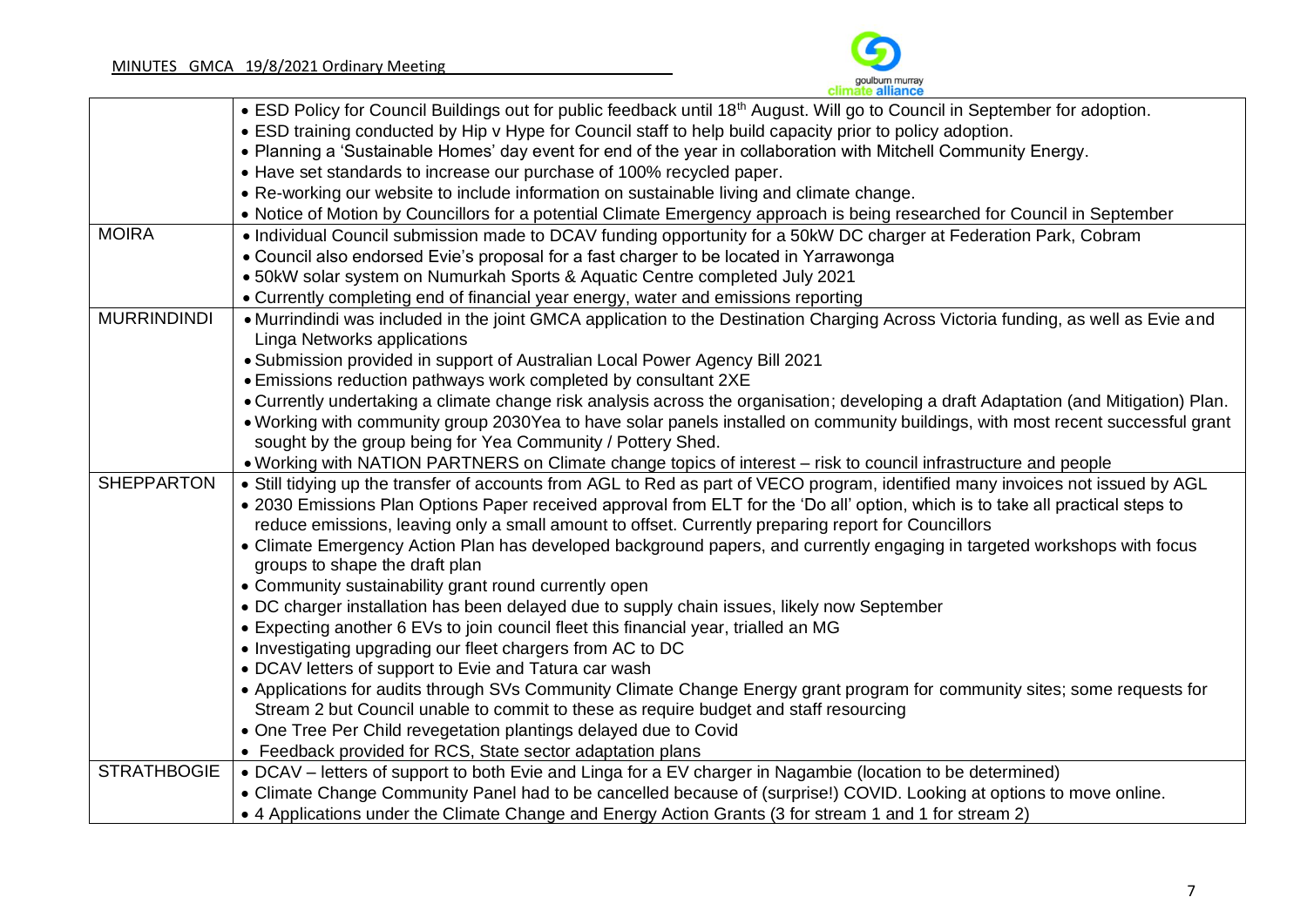| | |
|---|---|
| | • ESD Policy for Council Buildings out for public feedback until 18th August. Will go to Council in September for adoption.<br>• ESD training conducted by Hip v Hype for Council staff to help build capacity prior to policy adoption.<br>• Planning a 'Sustainable Homes' day event for end of the year in collaboration with Mitchell Community Energy.<br>• Have set standards to increase our purchase of 100% recycled paper.<br>• Re-working our website to include information on sustainable living and climate change.<br>• Notice of Motion by Councillors for a potential Climate Emergency approach is being researched for Council in September |
| MOIRA | • Individual Council submission made to DCAV funding opportunity for a 50kW DC charger at Federation Park, Cobram<br>• Council also endorsed Evie's proposal for a fast charger to be located in Yarrawonga<br>• 50kW solar system on Numurkah Sports & Aquatic Centre completed July 2021<br>• Currently completing end of financial year energy, water and emissions reporting |
| MURRINDINDI | • Murrindindi was included in the joint GMCA application to the Destination Charging Across Victoria funding, as well as Evie and Linga Networks applications<br>• Submission provided in support of Australian Local Power Agency Bill 2021<br>• Emissions reduction pathways work completed by consultant 2XE<br>• Currently undertaking a climate change risk analysis across the organisation; developing a draft Adaptation (and Mitigation) Plan.<br>• Working with community group 2030Yea to have solar panels installed on community buildings, with most recent successful grant sought by the group being for Yea Community / Pottery Shed.<br>• Working with NATION PARTNERS on Climate change topics of interest – risk to council infrastructure and people |
| SHEPPARTON | • Still tidying up the transfer of accounts from AGL to Red as part of VECO program, identified many invoices not issued by AGL<br>• 2030 Emissions Plan Options Paper received approval from ELT for the 'Do all' option, which is to take all practical steps to reduce emissions, leaving only a small amount to offset. Currently preparing report for Councillors<br>• Climate Emergency Action Plan has developed background papers, and currently engaging in targeted workshops with focus groups to shape the draft plan<br>• Community sustainability grant round currently open<br>• DC charger installation has been delayed due to supply chain issues, likely now September<br>• Expecting another 6 EVs to join council fleet this financial year, trialled an MG<br>• Investigating upgrading our fleet chargers from AC to DC<br>• DCAV letters of support to Evie and Tatura car wash<br>• Applications for audits through SVs Community Climate Change Energy grant program for community sites; some requests for Stream 2 but Council unable to commit to these as require budget and staff resourcing<br>• One Tree Per Child revegetation plantings delayed due to Covid<br>• Feedback provided for RCS, State sector adaptation plans |
| STRATHBOGIE | • DCAV – letters of support to both Evie and Linga for a EV charger in Nagambie (location to be determined)<br>• Climate Change Community Panel had to be cancelled because of (surprise!) COVID. Looking at options to move online.<br>• 4 Applications under the Climate Change and Energy Action Grants (3 for stream 1 and 1 for stream 2) |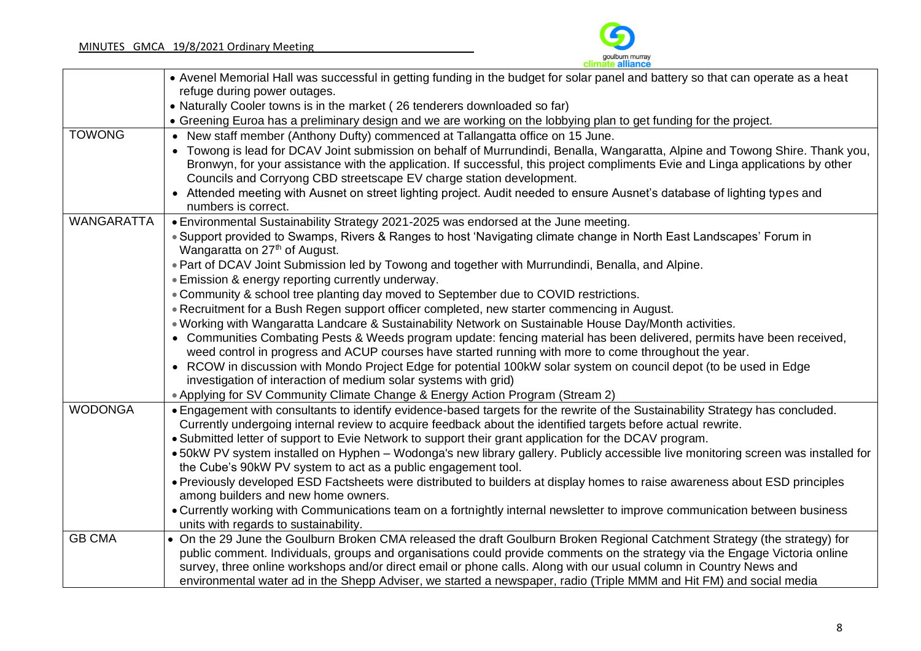| | |
|---|---|
| | • Avenel Memorial Hall was successful in getting funding in the budget for solar panel and battery so that can operate as a heat refuge during power outages.<br>• Naturally Cooler towns is in the market ( 26 tenderers downloaded so far)<br>• Greening Euroa has a preliminary design and we are working on the lobbying plan to get funding for the project. |
| TOWONG | • New staff member (Anthony Dufty) commenced at Tallangatta office on 15 June.<br>• Towong is lead for DCAV Joint submission on behalf of Murrundindi, Benalla, Wangaratta, Alpine and Towong Shire. Thank you, Bronwyn, for your assistance with the application. If successful, this project compliments Evie and Linga applications by other Councils and Corryong CBD streetscape EV charge station development.<br>• Attended meeting with Ausnet on street lighting project. Audit needed to ensure Ausnet's database of lighting types and numbers is correct. |
| WANGARATTA | • Environmental Sustainability Strategy 2021-2025 was endorsed at the June meeting.<br>• Support provided to Swamps, Rivers & Ranges to host 'Navigating climate change in North East Landscapes' Forum in Wangaratta on 27th of August.<br>• Part of DCAV Joint Submission led by Towong and together with Murrundindi, Benalla, and Alpine.<br>• Emission & energy reporting currently underway.<br>• Community & school tree planting day moved to September due to COVID restrictions.<br>• Recruitment for a Bush Regen support officer completed, new starter commencing in August.<br>• Working with Wangaratta Landcare & Sustainability Network on Sustainable House Day/Month activities.<br>• Communities Combating Pests & Weeds program update: fencing material has been delivered, permits have been received, weed control in progress and ACUP courses have started running with more to come throughout the year.<br>• RCOW in discussion with Mondo Project Edge for potential 100kW solar system on council depot (to be used in Edge investigation of interaction of medium solar systems with grid)<br>• Applying for SV Community Climate Change & Energy Action Program (Stream 2) |
| WODONGA | • Engagement with consultants to identify evidence-based targets for the rewrite of the Sustainability Strategy has concluded. Currently undergoing internal review to acquire feedback about the identified targets before actual rewrite.<br>• Submitted letter of support to Evie Network to support their grant application for the DCAV program.<br>• 50kW PV system installed on Hyphen – Wodonga's new library gallery. Publicly accessible live monitoring screen was installed for the Cube's 90kW PV system to act as a public engagement tool.<br>• Previously developed ESD Factsheets were distributed to builders at display homes to raise awareness about ESD principles among builders and new home owners.<br>• Currently working with Communications team on a fortnightly internal newsletter to improve communication between business units with regards to sustainability. |
| GB CMA | • On the 29 June the Goulburn Broken CMA released the draft Goulburn Broken Regional Catchment Strategy (the strategy) for public comment. Individuals, groups and organisations could provide comments on the strategy via the Engage Victoria online survey, three online workshops and/or direct email or phone calls. Along with our usual column in Country News and environmental water ad in the Shepp Adviser, we started a newspaper, radio (Triple MMM and Hit FM) and social media |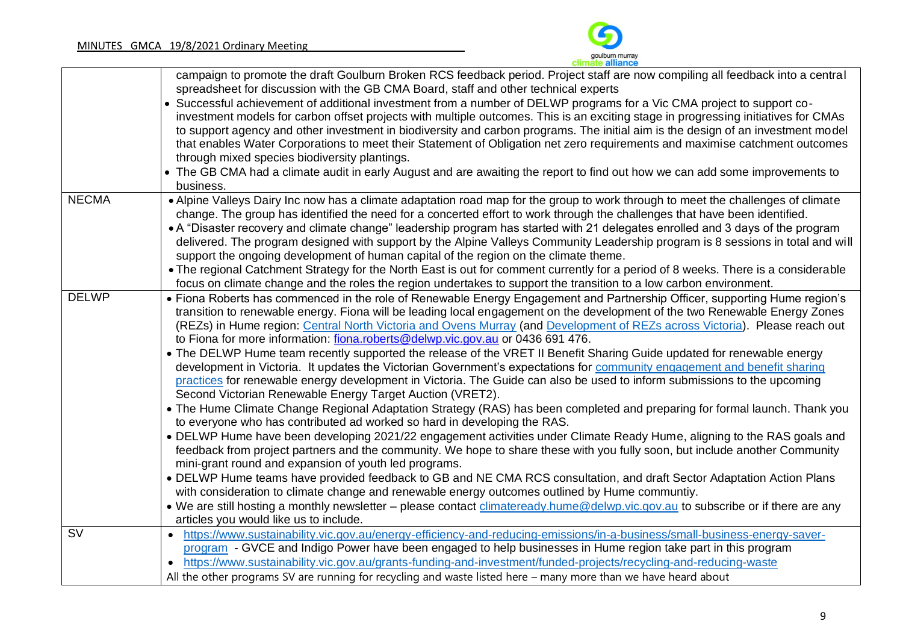| | |
|---|---|
| | campaign to promote the draft Goulburn Broken RCS feedback period. Project staff are now compiling all feedback into a central spreadsheet for discussion with the GB CMA Board, staff and other technical experts<br>• Successful achievement of additional investment from a number of DELWP programs for a Vic CMA project to support co-investment models for carbon offset projects with multiple outcomes. This is an exciting stage in progressing initiatives for CMAs to support agency and other investment in biodiversity and carbon programs. The initial aim is the design of an investment model that enables Water Corporations to meet their Statement of Obligation net zero requirements and maximise catchment outcomes through mixed species biodiversity plantings.<br>• The GB CMA had a climate audit in early August and are awaiting the report to find out how we can add some improvements to business. |
| NECMA | • Alpine Valleys Dairy Inc now has a climate adaptation road map for the group to work through to meet the challenges of climate change. The group has identified the need for a concerted effort to work through the challenges that have been identified.<br>• A "Disaster recovery and climate change" leadership program has started with 21 delegates enrolled and 3 days of the program delivered. The program designed with support by the Alpine Valleys Community Leadership program is 8 sessions in total and will support the ongoing development of human capital of the region on the climate theme.<br>• The regional Catchment Strategy for the North East is out for comment currently for a period of 8 weeks. There is a considerable focus on climate change and the roles the region undertakes to support the transition to a low carbon environment. |
| DELWP | • Fiona Roberts has commenced in the role of Renewable Energy Engagement and Partnership Officer, supporting Hume region's transition to renewable energy. Fiona will be leading local engagement on the development of the two Renewable Energy Zones (REZs) in Hume region: Central North Victoria and Ovens Murray (and Development of REZs across Victoria). Please reach out to Fiona for more information: fiona.roberts@delwp.vic.gov.au or 0436 691 476.<br>• The DELWP Hume team recently supported the release of the VRET II Benefit Sharing Guide updated for renewable energy development in Victoria. It updates the Victorian Government's expectations for community engagement and benefit sharing practices for renewable energy development in Victoria. The Guide can also be used to inform submissions to the upcoming Second Victorian Renewable Energy Target Auction (VRET2).<br>• The Hume Climate Change Regional Adaptation Strategy (RAS) has been completed and preparing for formal launch. Thank you to everyone who has contributed ad worked so hard in developing the RAS.<br>• DELWP Hume have been developing 2021/22 engagement activities under Climate Ready Hume, aligning to the RAS goals and feedback from project partners and the community. We hope to share these with you fully soon, but include another Community mini-grant round and expansion of youth led programs.<br>• DELWP Hume teams have provided feedback to GB and NE CMA RCS consultation, and draft Sector Adaptation Action Plans with consideration to climate change and renewable energy outcomes outlined by Hume communtiy.<br>• We are still hosting a monthly newsletter – please contact climateready.hume@delwp.vic.gov.au to subscribe or if there are any articles you would like us to include. |
| SV | • https://www.sustainability.vic.gov.au/energy-efficiency-and-reducing-emissions/in-a-business/small-business-energy-saver-program - GVCE and Indigo Power have been engaged to help businesses in Hume region take part in this program<br>• https://www.sustainability.vic.gov.au/grants-funding-and-investment/funded-projects/recycling-and-reducing-waste<br>All the other programs SV are running for recycling and waste listed here – many more than we have heard about |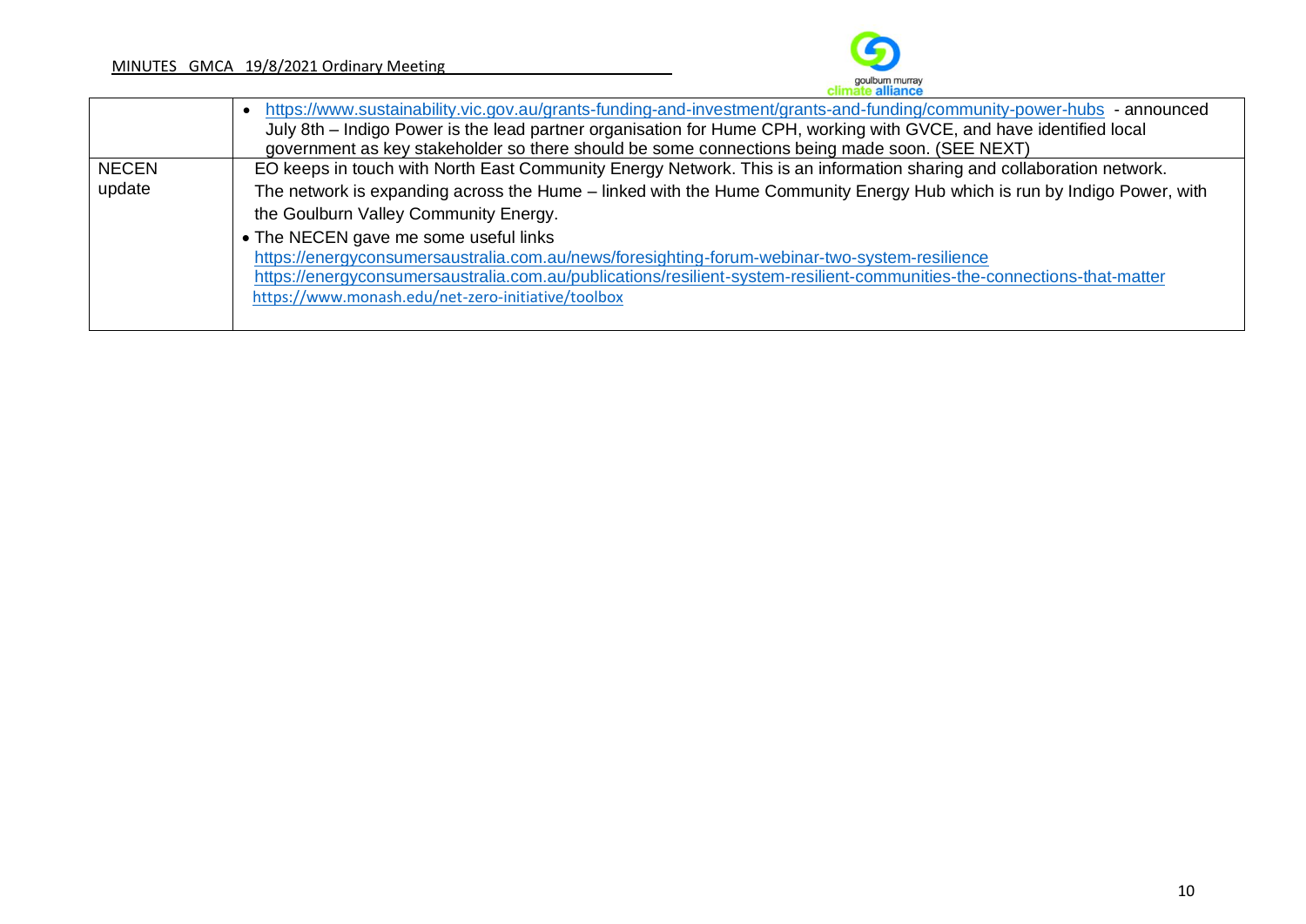| | |
|---|---|
| | • https://www.sustainability.vic.gov.au/grants-funding-and-investment/grants-and-funding/community-power-hubs - announced July 8th – Indigo Power is the lead partner organisation for Hume CPH, working with GVCE, and have identified local government as key stakeholder so there should be some connections being made soon. (SEE NEXT) |
| NECEN update | EO keeps in touch with North East Community Energy Network. This is an information sharing and collaboration network.<br>The network is expanding across the Hume – linked with the Hume Community Energy Hub which is run by Indigo Power, with the Goulburn Valley Community Energy.<br>• The NECEN gave me some useful links<br>https://energyconsumersaustralia.com.au/news/foresighting-forum-webinar-two-system-resilience<br>https://energyconsumersaustralia.com.au/publications/resilient-system-resilient-communities-the-connections-that-matter<br>https://www.monash.edu/net-zero-initiative/toolbox |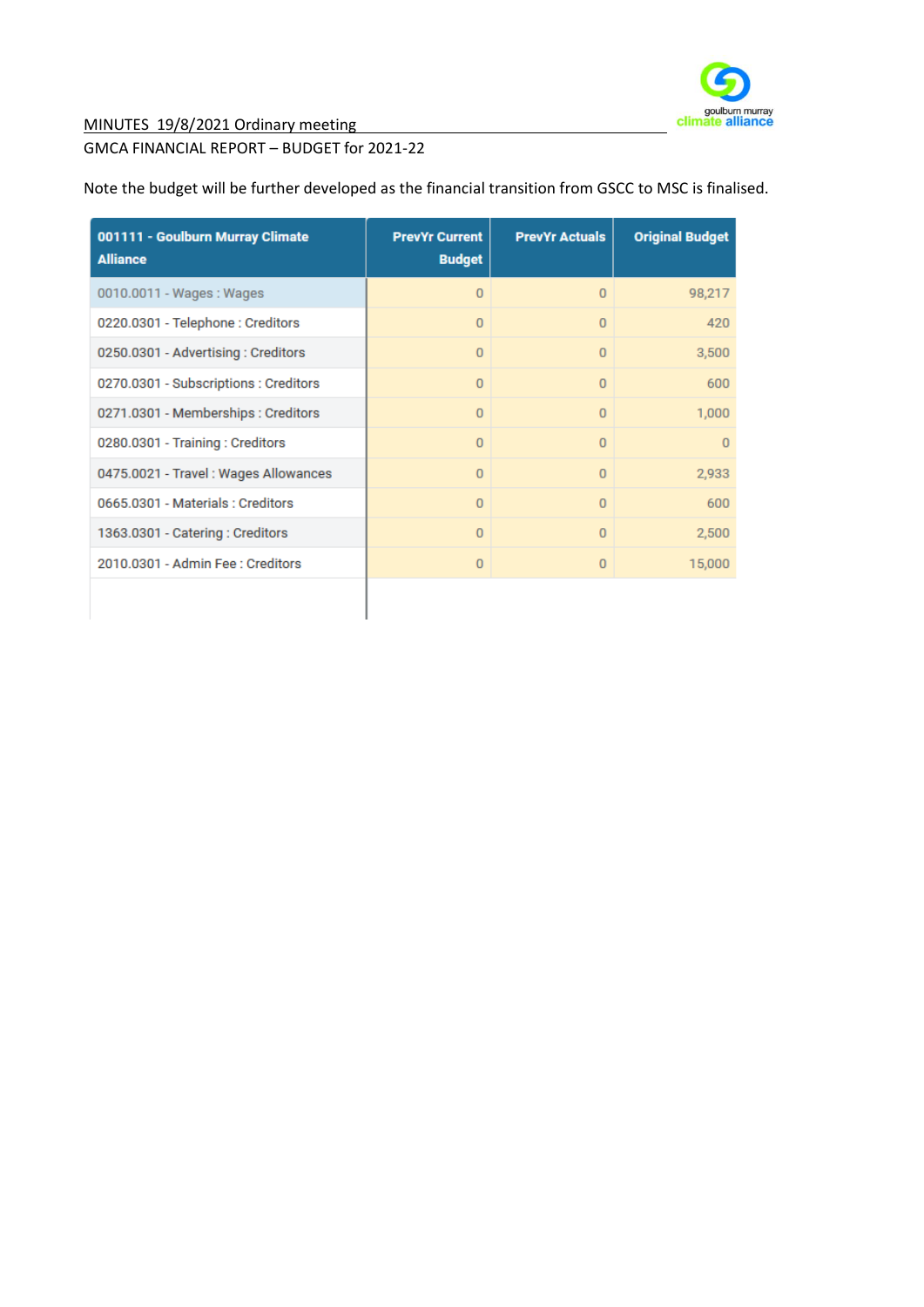MINUTES 19/8/2021 Ordinary meeting

GMCA FINANCIAL REPORT – BUDGET for 2021-22

Note the budget will be further developed as the financial transition from GSCC to MSC is finalised.

| 001111 - Goulburn Murray Climate Alliance | PrevYr Current Budget | PrevYr Actuals | Original Budget |
|---|---|---|---|
| 0010.0011 - Wages : Wages | 0 | 0 | 98,217 |
| 0220.0301 - Telephone : Creditors | 0 | 0 | 420 |
| 0250.0301 - Advertising : Creditors | 0 | 0 | 3,500 |
| 0270.0301 - Subscriptions : Creditors | 0 | 0 | 600 |
| 0271.0301 - Memberships : Creditors | 0 | 0 | 1,000 |
| 0280.0301 - Training : Creditors | 0 | 0 | 0 |
| 0475.0021 - Travel : Wages Allowances | 0 | 0 | 2,933 |
| 0665.0301 - Materials : Creditors | 0 | 0 | 600 |
| 1363.0301 - Catering : Creditors | 0 | 0 | 2,500 |
| 2010.0301 - Admin Fee : Creditors | 0 | 0 | 15,000 |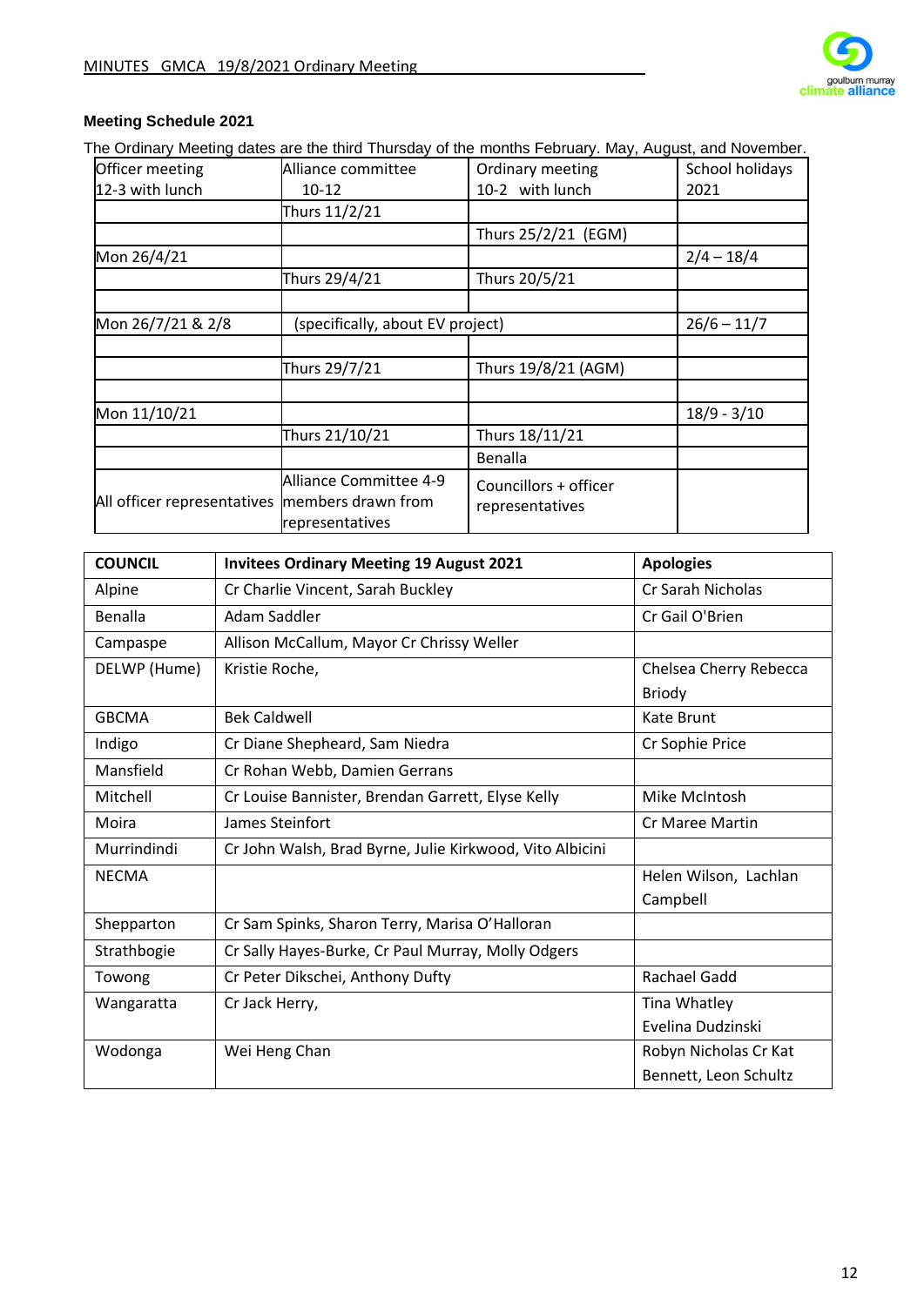### Meeting Schedule 2021

The Ordinary Meeting dates are the third Thursday of the months February. May, August, and November.

| Officer meeting 12-3 with lunch | Alliance committee 10-12 | Ordinary meeting 10-2 with lunch | School holidays 2021 |
|---|---|---|---|
| | Thurs 11/2/21 | | |
| | | Thurs 25/2/21 (EGM) | |
| Mon 26/4/21 | | | 2/4 – 18/4 |
| | Thurs 29/4/21 | Thurs 20/5/21 | |
| | | | |
| Mon 26/7/21 & 2/8 | (specifically, about EV project) | | 26/6 – 11/7 |
| | | | |
| | Thurs 29/7/21 | Thurs 19/8/21 (AGM) | |
| | | | |
| Mon 11/10/21 | | | 18/9 - 3/10 |
| | Thurs 21/10/21 | Thurs 18/11/21 | |
| | | Benalla | |
| All officer representatives | Alliance Committee 4-9 members drawn from representatives | Councillors + officer representatives | |

| COUNCIL | Invitees Ordinary Meeting 19 August 2021 | Apologies |
|---|---|---|
| Alpine | Cr Charlie Vincent, Sarah Buckley | Cr Sarah Nicholas |
| Benalla | Adam Saddler | Cr Gail O'Brien |
| Campaspe | Allison McCallum, Mayor Cr Chrissy Weller | |
| DELWP (Hume) | Kristie Roche, | Chelsea Cherry Rebecca Briody |
| GBCMA | Bek Caldwell | Kate Brunt |
| Indigo | Cr Diane Shepheard, Sam Niedra | Cr Sophie Price |
| Mansfield | Cr Rohan Webb, Damien Gerrans | |
| Mitchell | Cr Louise Bannister, Brendan Garrett, Elyse Kelly | Mike McIntosh |
| Moira | James Steinfort | Cr Maree Martin |
| Murrindindi | Cr John Walsh, Brad Byrne, Julie Kirkwood, Vito Albicini | |
| NECMA | | Helen Wilson, Lachlan Campbell |
| Shepparton | Cr Sam Spinks, Sharon Terry, Marisa O'Halloran | |
| Strathbogie | Cr Sally Hayes-Burke, Cr Paul Murray, Molly Odgers | |
| Towong | Cr Peter Dikschei, Anthony Dufty | Rachael Gadd |
| Wangaratta | Cr Jack Herry, | Tina Whatley Evelina Dudzinski |
| Wodonga | Wei Heng Chan | Robyn Nicholas Cr Kat Bennett, Leon Schultz |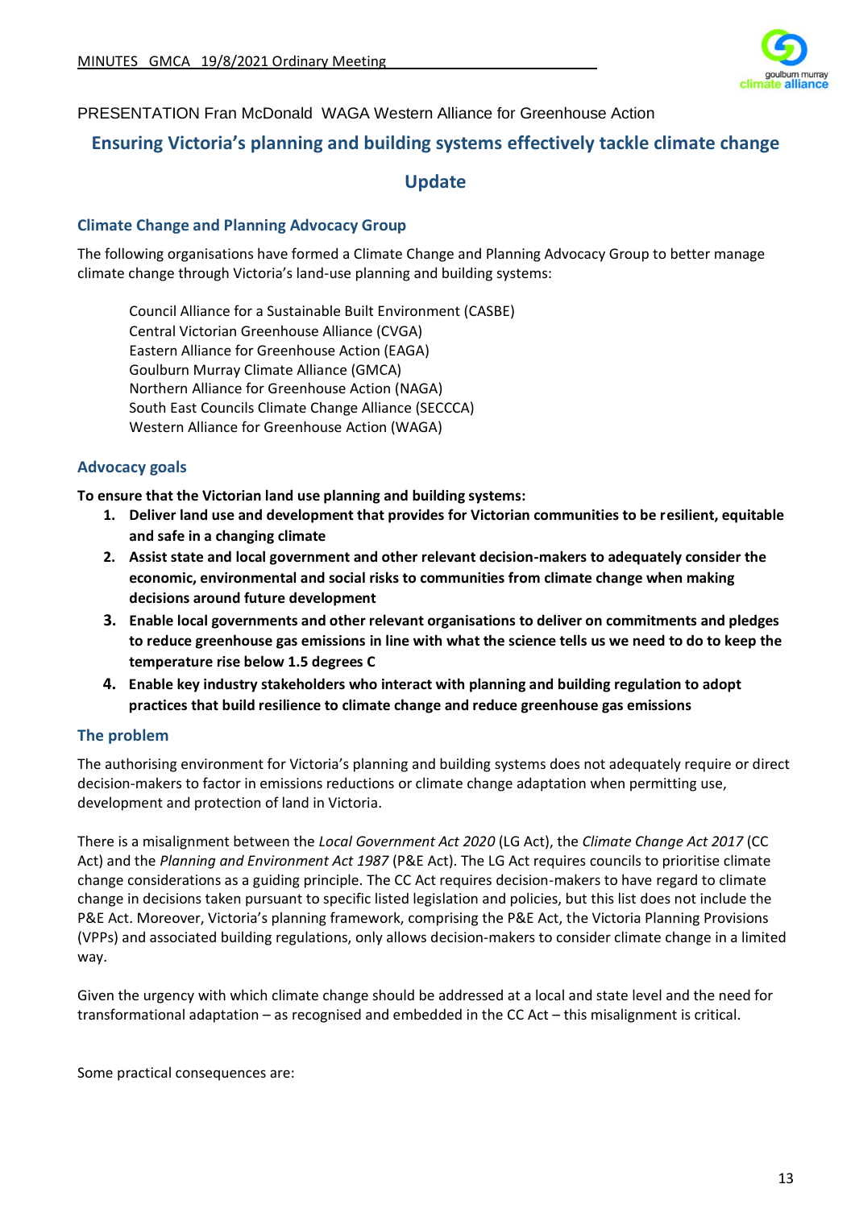PRESENTATION Fran McDonald WAGA Western Alliance for Greenhouse Action

# Ensuring Victoria's planning and building systems effectively tackle climate change

## Update

### Climate Change and Planning Advocacy Group

The following organisations have formed a Climate Change and Planning Advocacy Group to better manage climate change through Victoria's land-use planning and building systems:

Council Alliance for a Sustainable Built Environment (CASBE)
Central Victorian Greenhouse Alliance (CVGA)
Eastern Alliance for Greenhouse Action (EAGA)
Goulburn Murray Climate Alliance (GMCA)
Northern Alliance for Greenhouse Action (NAGA)
South East Councils Climate Change Alliance (SECCCA)
Western Alliance for Greenhouse Action (WAGA)

### Advocacy goals

**To ensure that the Victorian land use planning and building systems:**

1. **Deliver land use and development that provides for Victorian communities to be resilient, equitable and safe in a changing climate**
2. **Assist state and local government and other relevant decision-makers to adequately consider the economic, environmental and social risks to communities from climate change when making decisions around future development**
3. **Enable local governments and other relevant organisations to deliver on commitments and pledges to reduce greenhouse gas emissions in line with what the science tells us we need to do to keep the temperature rise below 1.5 degrees C**
4. **Enable key industry stakeholders who interact with planning and building regulation to adopt practices that build resilience to climate change and reduce greenhouse gas emissions**

### The problem

The authorising environment for Victoria's planning and building systems does not adequately require or direct decision-makers to factor in emissions reductions or climate change adaptation when permitting use, development and protection of land in Victoria.

There is a misalignment between the *Local Government Act 2020* (LG Act), the *Climate Change Act 2017* (CC Act) and the *Planning and Environment Act 1987* (P&E Act). The LG Act requires councils to prioritise climate change considerations as a guiding principle. The CC Act requires decision-makers to have regard to climate change in decisions taken pursuant to specific listed legislation and policies, but this list does not include the P&E Act. Moreover, Victoria's planning framework, comprising the P&E Act, the Victoria Planning Provisions (VPPs) and associated building regulations, only allows decision-makers to consider climate change in a limited way.

Given the urgency with which climate change should be addressed at a local and state level and the need for transformational adaptation – as recognised and embedded in the CC Act – this misalignment is critical.

Some practical consequences are: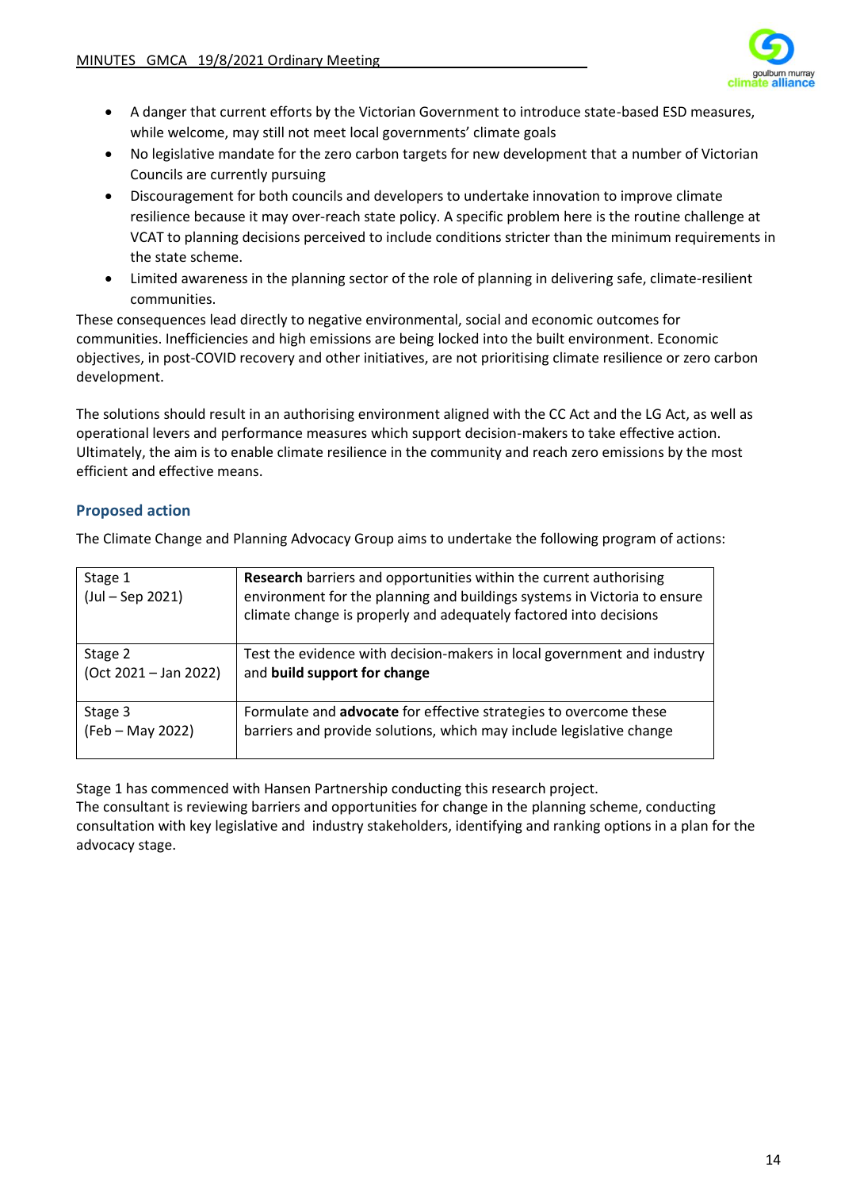- A danger that current efforts by the Victorian Government to introduce state-based ESD measures, while welcome, may still not meet local governments' climate goals
- No legislative mandate for the zero carbon targets for new development that a number of Victorian Councils are currently pursuing
- Discouragement for both councils and developers to undertake innovation to improve climate resilience because it may over-reach state policy. A specific problem here is the routine challenge at VCAT to planning decisions perceived to include conditions stricter than the minimum requirements in the state scheme.
- Limited awareness in the planning sector of the role of planning in delivering safe, climate-resilient communities.

These consequences lead directly to negative environmental, social and economic outcomes for communities. Inefficiencies and high emissions are being locked into the built environment. Economic objectives, in post-COVID recovery and other initiatives, are not prioritising climate resilience or zero carbon development.

The solutions should result in an authorising environment aligned with the CC Act and the LG Act, as well as operational levers and performance measures which support decision-makers to take effective action. Ultimately, the aim is to enable climate resilience in the community and reach zero emissions by the most efficient and effective means.

## Proposed action

The Climate Change and Planning Advocacy Group aims to undertake the following program of actions:

| | |
|---|---|
| Stage 1 (Jul – Sep 2021) | **Research** barriers and opportunities within the current authorising environment for the planning and buildings systems in Victoria to ensure climate change is properly and adequately factored into decisions |
| Stage 2 (Oct 2021 – Jan 2022) | Test the evidence with decision-makers in local government and industry and **build support for change** |
| Stage 3 (Feb – May 2022) | Formulate and **advocate** for effective strategies to overcome these barriers and provide solutions, which may include legislative change |

Stage 1 has commenced with Hansen Partnership conducting this research project.
The consultant is reviewing barriers and opportunities for change in the planning scheme, conducting consultation with key legislative and industry stakeholders, identifying and ranking options in a plan for the advocacy stage.